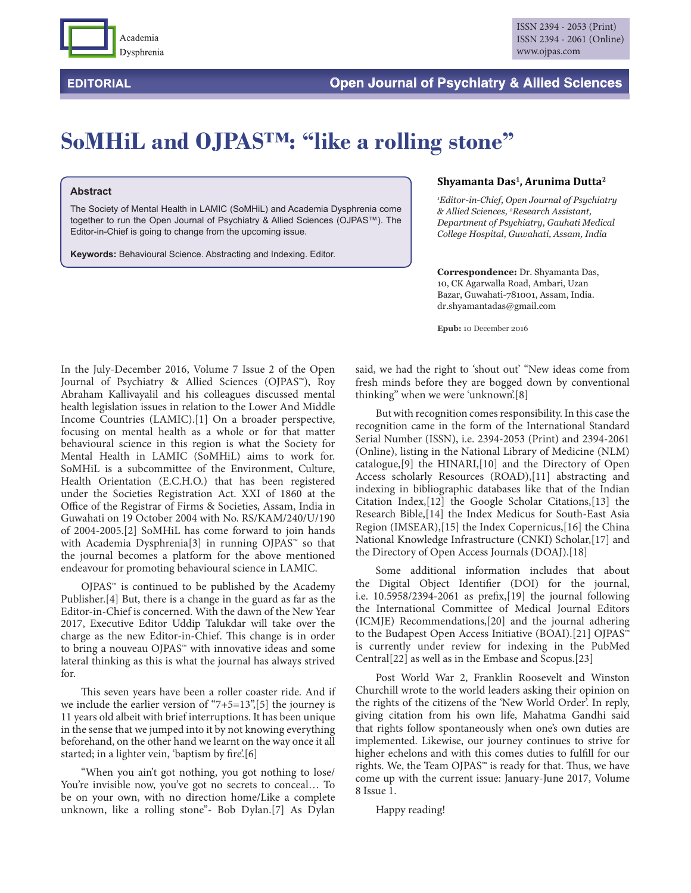Academia Dysphrenia

ISSN 2394 - 2053 (Print)
ISSN 2394 - 2061 (Online)
www.ojpas.com

**EDITORIAL** — **Open Journal of Psychiatry & Allied Sciences**

# SoMHiL and OJPAS™: "like a rolling stone"

### Abstract

The Society of Mental Health in LAMIC (SoMHiL) and Academia Dysphrenia come together to run the Open Journal of Psychiatry & Allied Sciences (OJPAS™). The Editor-in-Chief is going to change from the upcoming issue.

**Keywords:** Behavioural Science. Abstracting and Indexing. Editor.

**Shyamanta Das[1], Arunima Dutta[2]**

*[1]Editor-in-Chief, Open Journal of Psychiatry & Allied Sciences, [2]Research Assistant, Department of Psychiatry, Gauhati Medical College Hospital, Guwahati, Assam, India*

**Correspondence:** Dr. Shyamanta Das, 10, CK Agarwalla Road, Ambari, Uzan Bazar, Guwahati-781001, Assam, India. dr.shyamantadas@gmail.com

**Epub:** 10 December 2016

In the July-December 2016, Volume 7 Issue 2 of the Open Journal of Psychiatry & Allied Sciences (OJPAS™), Roy Abraham Kallivayalil and his colleagues discussed mental health legislation issues in relation to the Lower And Middle Income Countries (LAMIC).[1] On a broader perspective, focusing on mental health as a whole or for that matter behavioural science in this region is what the Society for Mental Health in LAMIC (SoMHiL) aims to work for. SoMHiL is a subcommittee of the Environment, Culture, Health Orientation (E.C.H.O.) that has been registered under the Societies Registration Act. XXI of 1860 at the Office of the Registrar of Firms & Societies, Assam, India in Guwahati on 19 October 2004 with No. RS/KAM/240/U/190 of 2004-2005.[2] SoMHiL has come forward to join hands with Academia Dysphrenia[3] in running OJPAS™ so that the journal becomes a platform for the above mentioned endeavour for promoting behavioural science in LAMIC.

OJPAS™ is continued to be published by the Academy Publisher.[4] But, there is a change in the guard as far as the Editor-in-Chief is concerned. With the dawn of the New Year 2017, Executive Editor Uddip Talukdar will take over the charge as the new Editor-in-Chief. This change is in order to bring a nouveau OJPAS™ with innovative ideas and some lateral thinking as this is what the journal has always strived for.

This seven years have been a roller coaster ride. And if we include the earlier version of "7+5=13",[5] the journey is 11 years old albeit with brief interruptions. It has been unique in the sense that we jumped into it by not knowing everything beforehand, on the other hand we learnt on the way once it all started; in a lighter vein, 'baptism by fire'.[6]

"When you ain't got nothing, you got nothing to lose/ You're invisible now, you've got no secrets to conceal… To be on your own, with no direction home/Like a complete unknown, like a rolling stone"- Bob Dylan.[7] As Dylan said, we had the right to 'shout out' "New ideas come from fresh minds before they are bogged down by conventional thinking" when we were 'unknown'.[8]

But with recognition comes responsibility. In this case the recognition came in the form of the International Standard Serial Number (ISSN), i.e. 2394-2053 (Print) and 2394-2061 (Online), listing in the National Library of Medicine (NLM) catalogue,[9] the HINARI,[10] and the Directory of Open Access scholarly Resources (ROAD),[11] abstracting and indexing in bibliographic databases like that of the Indian Citation Index,[12] the Google Scholar Citations,[13] the Research Bible,[14] the Index Medicus for South-East Asia Region (IMSEAR),[15] the Index Copernicus,[16] the China National Knowledge Infrastructure (CNKI) Scholar,[17] and the Directory of Open Access Journals (DOAJ).[18]

Some additional information includes that about the Digital Object Identifier (DOI) for the journal, i.e. 10.5958/2394-2061 as prefix,[19] the journal following the International Committee of Medical Journal Editors (ICMJE) Recommendations,[20] and the journal adhering to the Budapest Open Access Initiative (BOAI).[21] OJPAS™ is currently under review for indexing in the PubMed Central[22] as well as in the Embase and Scopus.[23]

Post World War 2, Franklin Roosevelt and Winston Churchill wrote to the world leaders asking their opinion on the rights of the citizens of the 'New World Order'. In reply, giving citation from his own life, Mahatma Gandhi said that rights follow spontaneously when one's own duties are implemented. Likewise, our journey continues to strive for higher echelons and with this comes duties to fulfill for our rights. We, the Team OJPAS™ is ready for that. Thus, we have come up with the current issue: January-June 2017, Volume 8 Issue 1.

Happy reading!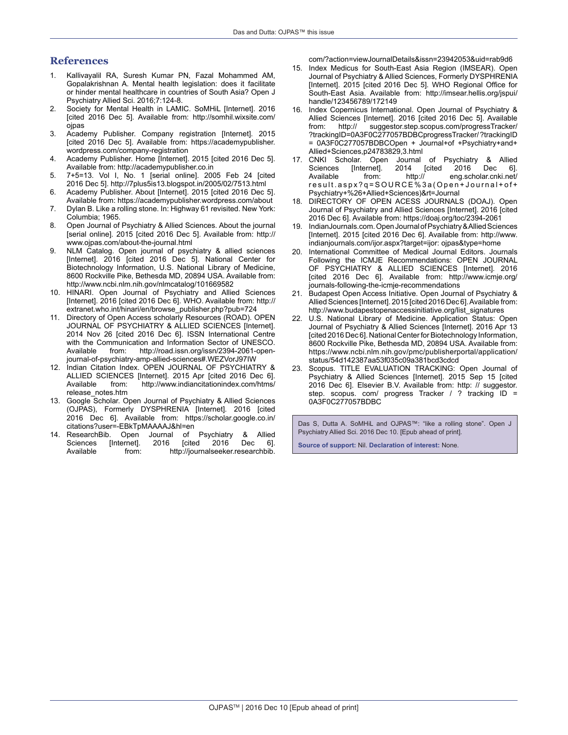## References

1. Kallivayalil RA, Suresh Kumar PN, Fazal Mohammed AM, Gopalakrishnan A. Mental health legislation: does it facilitate or hinder mental healthcare in countries of South Asia? Open J Psychiatry Allied Sci. 2016;7:124-8.
2. Society for Mental Health in LAMIC. SoMHiL [Internet]. 2016 [cited 2016 Dec 5]. Available from: http://somhil.wixsite.com/ojpas
3. Academy Publisher. Company registration [Internet]. 2015 [cited 2016 Dec 5]. Available from: https://academypublisher.wordpress.com/company-registration
4. Academy Publisher. Home [Internet]. 2015 [cited 2016 Dec 5]. Available from: http://academypublisher.co.in
5. 7+5=13. Vol I, No. 1 [serial online]. 2005 Feb 24 [cited 2016 Dec 5]. http://7plus5is13.blogspot.in/2005/02/7513.html
6. Academy Publisher. About [Internet]. 2015 [cited 2016 Dec 5]. Available from: https://academypublisher.wordpress.com/about
7. Dylan B. Like a rolling stone. In: Highway 61 revisited. New York: Columbia; 1965.
8. Open Journal of Psychiatry & Allied Sciences. About the journal [serial online]. 2015 [cited 2016 Dec 5]. Available from: http://www.ojpas.com/about-the-journal.html
9. NLM Catalog. Open journal of psychiatry & allied sciences [Internet]. 2016 [cited 2016 Dec 5]. National Center for Biotechnology Information, U.S. National Library of Medicine, 8600 Rockville Pike, Bethesda MD, 20894 USA. Available from: http://www.ncbi.nlm.nih.gov/nlmcatalog/101669582
10. HINARI. Open Journal of Psychiatry and Allied Sciences [Internet]. 2016 [cited 2016 Dec 6]. WHO. Available from: http://extranet.who.int/hinari/en/browse_publisher.php?pub=724
11. Directory of Open Access scholarly Resources (ROAD). OPEN JOURNAL OF PSYCHIATRY & ALLIED SCIENCES [Internet]. 2014 Nov 26 [cited 2016 Dec 6]. ISSN International Centre with the Communication and Information Sector of UNESCO. Available from: http://road.issn.org/issn/2394-2061-open-journal-of-psychiatry-amp-allied-sciences#.WEZVorJ97IW
12. Indian Citation Index. OPEN JOURNAL OF PSYCHIATRY & ALLIED SCIENCES [Internet]. 2015 Apr [cited 2016 Dec 6]. Available from: http://www.indiancitationindex.com/htms/release_notes.htm
13. Google Scholar. Open Journal of Psychiatry & Allied Sciences (OJPAS), Formerly DYSPHRENIA [Internet]. 2016 [cited 2016 Dec 6]. Available from: https://scholar.google.co.in/citations?user=-EBkTpMAAAAJ&hl=en
14. ResearchBib. Open Journal of Psychiatry & Allied Sciences [Internet]. 2016 [cited 2016 Dec 6]. Available from: http://journalseeker.researchbib.com/?action=viewJournalDetails&issn=23942053&uid=rab9d6
15. Index Medicus for South-East Asia Region (IMSEAR). Open Journal of Psychiatry & Allied Sciences, Formerly DYSPHRENIA [Internet]. 2015 [cited 2016 Dec 5]. WHO Regional Office for South-East Asia. Available from: http://imsear.hellis.org/jspui/handle/123456789/172149
16. Index Copernicus International. Open Journal of Psychiatry & Allied Sciences [Internet]. 2016 [cited 2016 Dec 5]. Available from: http:// suggestor.step.scopus.com/progressTracker/?trackingID=0A3F0C277057BDBCprogressTracker/?trackingID = 0A3F0C277057BDBCOpen + Journal+of +Psychiatry+and+Allied+Sciences,p24783829,3.html
17. CNKI Scholar. Open Journal of Psychiatry & Allied Sciences [Internet]. 2014 [cited 2016 Dec 6]. Available from: http:// eng.scholar.cnki.net/result.aspx?q=SOURCE%3a(Open+Journal+of+Psychiatry+%26+Allied+Sciences)&rt=Journal
18. DIRECTORY OF OPEN ACESS JOURNALS (DOAJ). Open Journal of Psychiatry and Allied Sciences [Internet]. 2016 [cited 2016 Dec 6]. Available from: https://doaj.org/toc/2394-2061
19. IndianJournals.com. Open Journal of Psychiatry & Allied Sciences [Internet]. 2015 [cited 2016 Dec 6]. Available from: http://www.indianjournals.com/ijor.aspx?target=ijor: ojpas&type=home
20. International Committee of Medical Journal Editors. Journals Following the ICMJE Recommendations: OPEN JOURNAL OF PSYCHIATRY & ALLIED SCIENCES [Internet]. 2016 [cited 2016 Dec 6]. Available from: http://www.icmje.org/journals-following-the-icmje-recommendations
21. Budapest Open Access Initiative. Open Journal of Psychiatry & Allied Sciences [Internet]. 2015 [cited 2016 Dec 6]. Available from: http://www.budapestopenaccessinitiative.org/list_signatures
22. U.S. National Library of Medicine. Application Status: Open Journal of Psychiatry & Allied Sciences [Internet]. 2016 Apr 13 [cited 2016 Dec 6]. National Center for Biotechnology Information, 8600 Rockville Pike, Bethesda MD, 20894 USA. Available from: https://www.ncbi.nlm.nih.gov/pmc/publisherportal/application/status/54d142387aa53f035c09a381bcd3cdcd
23. Scopus. TITLE EVALUATION TRACKING: Open Journal of Psychiatry & Allied Sciences [Internet]. 2015 Sep 15 [cited 2016 Dec 6]. Elsevier B.V. Available from: http: // suggestor. step. scopus. com/ progress Tracker / ? tracking ID = 0A3F0C277057BDBC

Das S, Dutta A. SoMHiL and OJPAS™: "like a rolling stone". Open J Psychiatry Allied Sci. 2016 Dec 10. [Epub ahead of print].

**Source of support:** Nil. **Declaration of interest:** None.